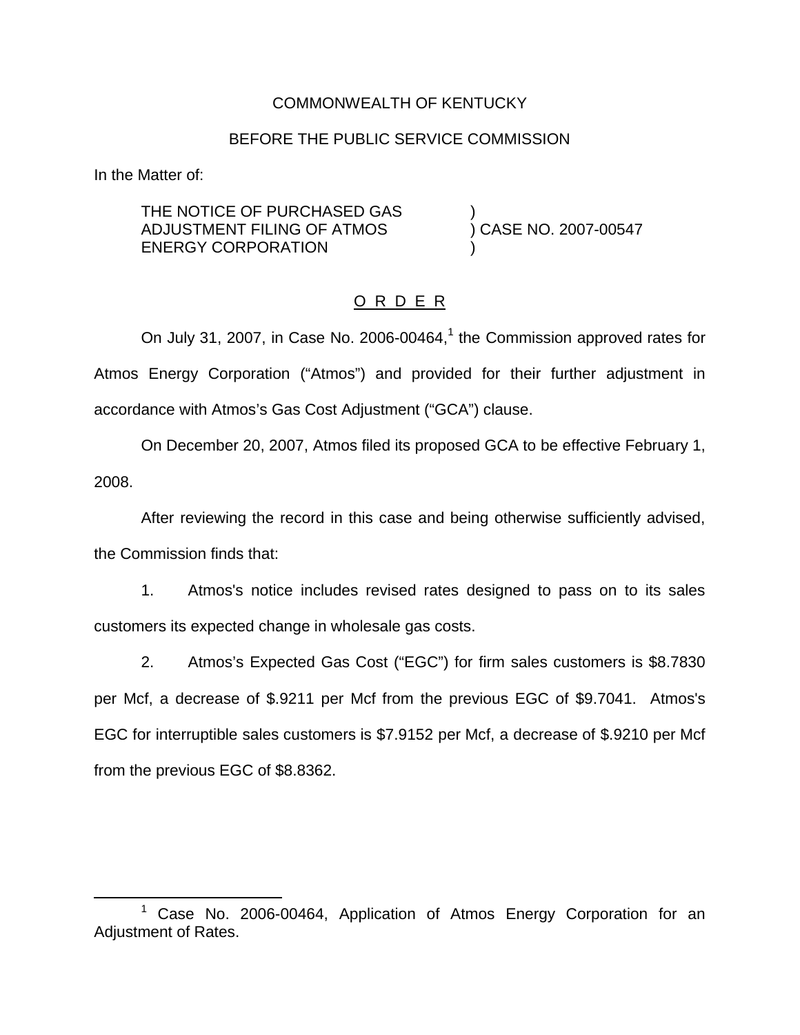COMMONWEALTH OF KENTUCKY

BEFORE THE PUBLIC SERVICE COMMISSION

In the Matter of:

THE NOTICE OF PURCHASED GAS )
ADJUSTMENT FILING OF ATMOS ) CASE NO. 2007-00547
ENERGY CORPORATION )

O R D E R

On July 31, 2007, in Case No. 2006-00464,[1] the Commission approved rates for Atmos Energy Corporation ("Atmos") and provided for their further adjustment in accordance with Atmos's Gas Cost Adjustment ("GCA") clause.

On December 20, 2007, Atmos filed its proposed GCA to be effective February 1, 2008.

After reviewing the record in this case and being otherwise sufficiently advised, the Commission finds that:

1. Atmos's notice includes revised rates designed to pass on to its sales customers its expected change in wholesale gas costs.

2. Atmos's Expected Gas Cost ("EGC") for firm sales customers is $8.7830 per Mcf, a decrease of $.9211 per Mcf from the previous EGC of $9.7041. Atmos's EGC for interruptible sales customers is $7.9152 per Mcf, a decrease of $.9210 per Mcf from the previous EGC of $8.8362.

[1] Case No. 2006-00464, Application of Atmos Energy Corporation for an Adjustment of Rates.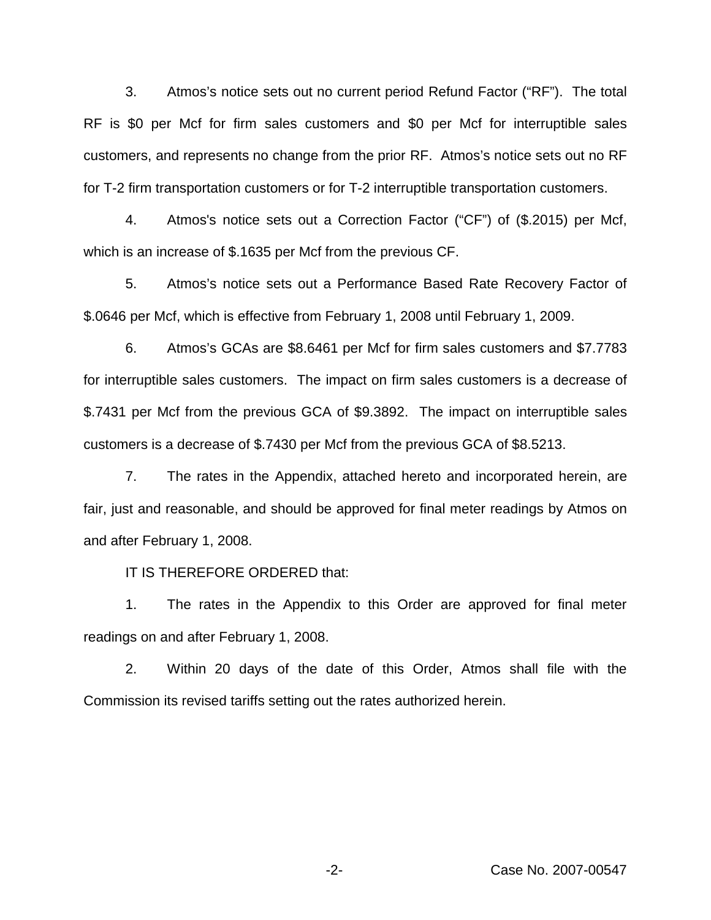3. Atmos's notice sets out no current period Refund Factor ("RF"). The total RF is $0 per Mcf for firm sales customers and $0 per Mcf for interruptible sales customers, and represents no change from the prior RF. Atmos's notice sets out no RF for T-2 firm transportation customers or for T-2 interruptible transportation customers.

4. Atmos's notice sets out a Correction Factor ("CF") of ($.2015) per Mcf, which is an increase of $.1635 per Mcf from the previous CF.

5. Atmos's notice sets out a Performance Based Rate Recovery Factor of $.0646 per Mcf, which is effective from February 1, 2008 until February 1, 2009.

6. Atmos's GCAs are $8.6461 per Mcf for firm sales customers and $7.7783 for interruptible sales customers. The impact on firm sales customers is a decrease of $.7431 per Mcf from the previous GCA of $9.3892. The impact on interruptible sales customers is a decrease of $.7430 per Mcf from the previous GCA of $8.5213.

7. The rates in the Appendix, attached hereto and incorporated herein, are fair, just and reasonable, and should be approved for final meter readings by Atmos on and after February 1, 2008.

IT IS THEREFORE ORDERED that:

1. The rates in the Appendix to this Order are approved for final meter readings on and after February 1, 2008.

2. Within 20 days of the date of this Order, Atmos shall file with the Commission its revised tariffs setting out the rates authorized herein.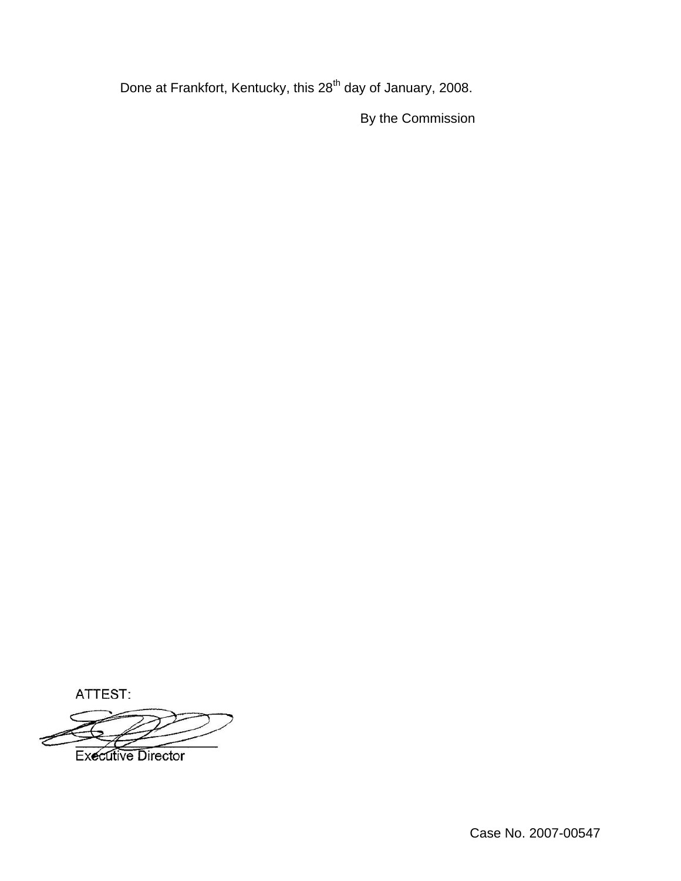Done at Frankfort, Kentucky, this 28th day of January, 2008.

By the Commission

ATTEST:

Executive Director

Case No. 2007-00547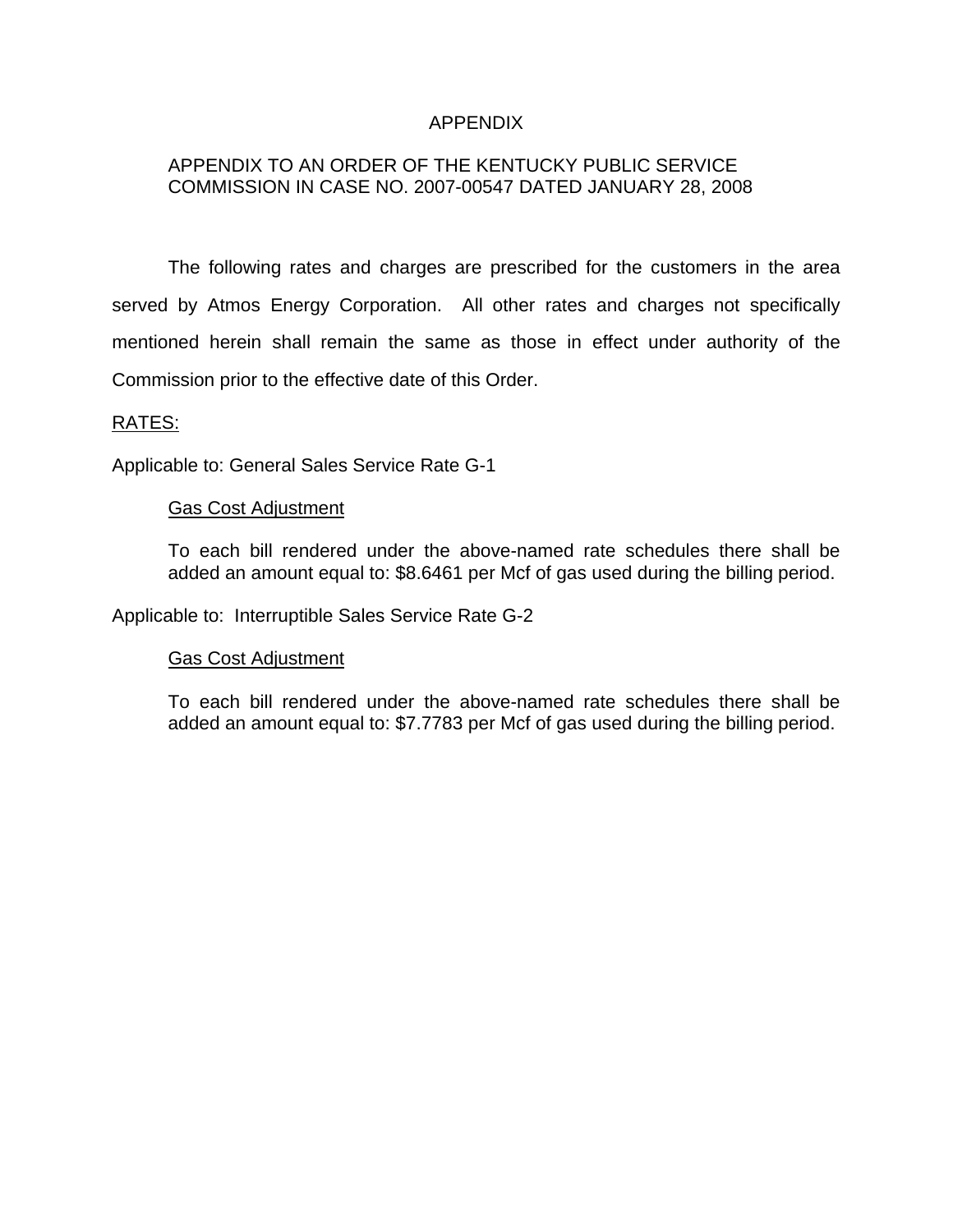# APPENDIX

APPENDIX TO AN ORDER OF THE KENTUCKY PUBLIC SERVICE COMMISSION IN CASE NO. 2007-00547 DATED JANUARY 28, 2008

The following rates and charges are prescribed for the customers in the area served by Atmos Energy Corporation. All other rates and charges not specifically mentioned herein shall remain the same as those in effect under authority of the Commission prior to the effective date of this Order.

RATES:

Applicable to: General Sales Service Rate G-1

Gas Cost Adjustment

To each bill rendered under the above-named rate schedules there shall be added an amount equal to: $8.6461 per Mcf of gas used during the billing period.

Applicable to: Interruptible Sales Service Rate G-2

Gas Cost Adjustment

To each bill rendered under the above-named rate schedules there shall be added an amount equal to: $7.7783 per Mcf of gas used during the billing period.